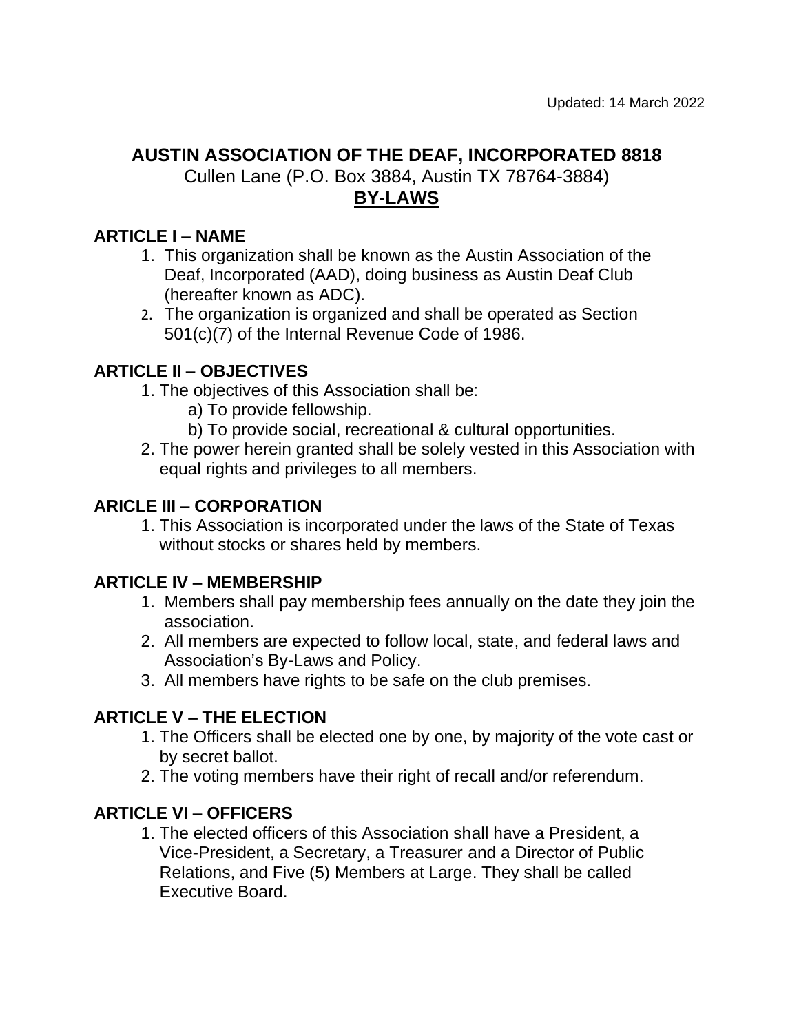Updated: 14 March 2022

# AUSTIN ASSOCIATION OF THE DEAF, INCORPORATED 8818

Cullen Lane (P.O. Box 3884, Austin TX 78764-3884)

## BY-LAWS

### ARTICLE I – NAME

1. This organization shall be known as the Austin Association of the Deaf, Incorporated (AAD), doing business as Austin Deaf Club (hereafter known as ADC).
2. The organization is organized and shall be operated as Section 501(c)(7) of the Internal Revenue Code of 1986.

### ARTICLE II – OBJECTIVES

1. The objectives of this Association shall be:
   a) To provide fellowship.
   b) To provide social, recreational & cultural opportunities.
2. The power herein granted shall be solely vested in this Association with equal rights and privileges to all members.

### ARICLE III – CORPORATION

1. This Association is incorporated under the laws of the State of Texas without stocks or shares held by members.

### ARTICLE IV – MEMBERSHIP

1. Members shall pay membership fees annually on the date they join the association.
2. All members are expected to follow local, state, and federal laws and Association's By-Laws and Policy.
3. All members have rights to be safe on the club premises.

### ARTICLE V – THE ELECTION

1. The Officers shall be elected one by one, by majority of the vote cast or by secret ballot.
2. The voting members have their right of recall and/or referendum.

### ARTICLE VI – OFFICERS

1. The elected officers of this Association shall have a President, a Vice-President, a Secretary, a Treasurer and a Director of Public Relations, and Five (5) Members at Large. They shall be called Executive Board.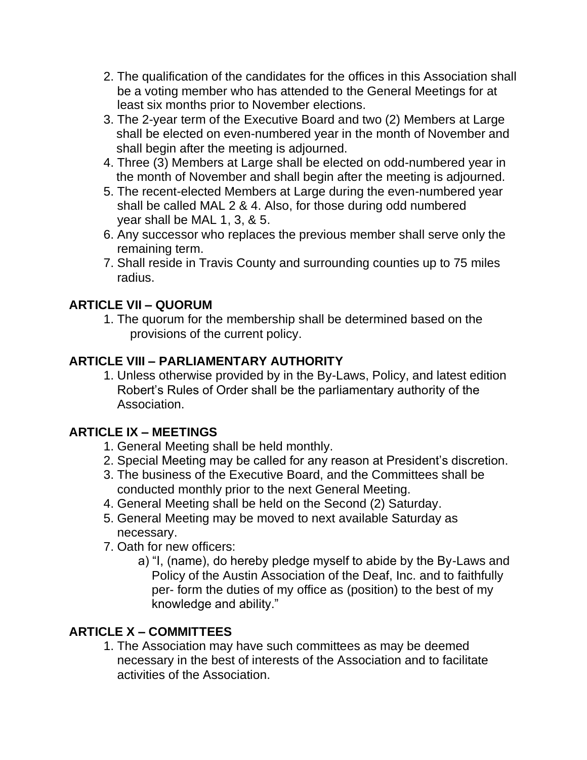2. The qualification of the candidates for the offices in this Association shall be a voting member who has attended to the General Meetings for at least six months prior to November elections.
3. The 2-year term of the Executive Board and two (2) Members at Large shall be elected on even-numbered year in the month of November and shall begin after the meeting is adjourned.
4. Three (3) Members at Large shall be elected on odd-numbered year in the month of November and shall begin after the meeting is adjourned.
5. The recent-elected Members at Large during the even-numbered year shall be called MAL 2 & 4. Also, for those during odd numbered year shall be MAL 1, 3, & 5.
6. Any successor who replaces the previous member shall serve only the remaining term.
7. Shall reside in Travis County and surrounding counties up to 75 miles radius.

## ARTICLE VII – QUORUM

1. The quorum for the membership shall be determined based on the provisions of the current policy.

## ARTICLE VIII – PARLIAMENTARY AUTHORITY

1. Unless otherwise provided by in the By-Laws, Policy, and latest edition Robert's Rules of Order shall be the parliamentary authority of the Association.

## ARTICLE IX – MEETINGS

1. General Meeting shall be held monthly.
2. Special Meeting may be called for any reason at President's discretion.
3. The business of the Executive Board, and the Committees shall be conducted monthly prior to the next General Meeting.
4. General Meeting shall be held on the Second (2) Saturday.
5. General Meeting may be moved to next available Saturday as necessary.

7. Oath for new officers:
   a) "I, (name), do hereby pledge myself to abide by the By-Laws and Policy of the Austin Association of the Deaf, Inc. and to faithfully per- form the duties of my office as (position) to the best of my knowledge and ability."

## ARTICLE X – COMMITTEES

1. The Association may have such committees as may be deemed necessary in the best of interests of the Association and to facilitate activities of the Association.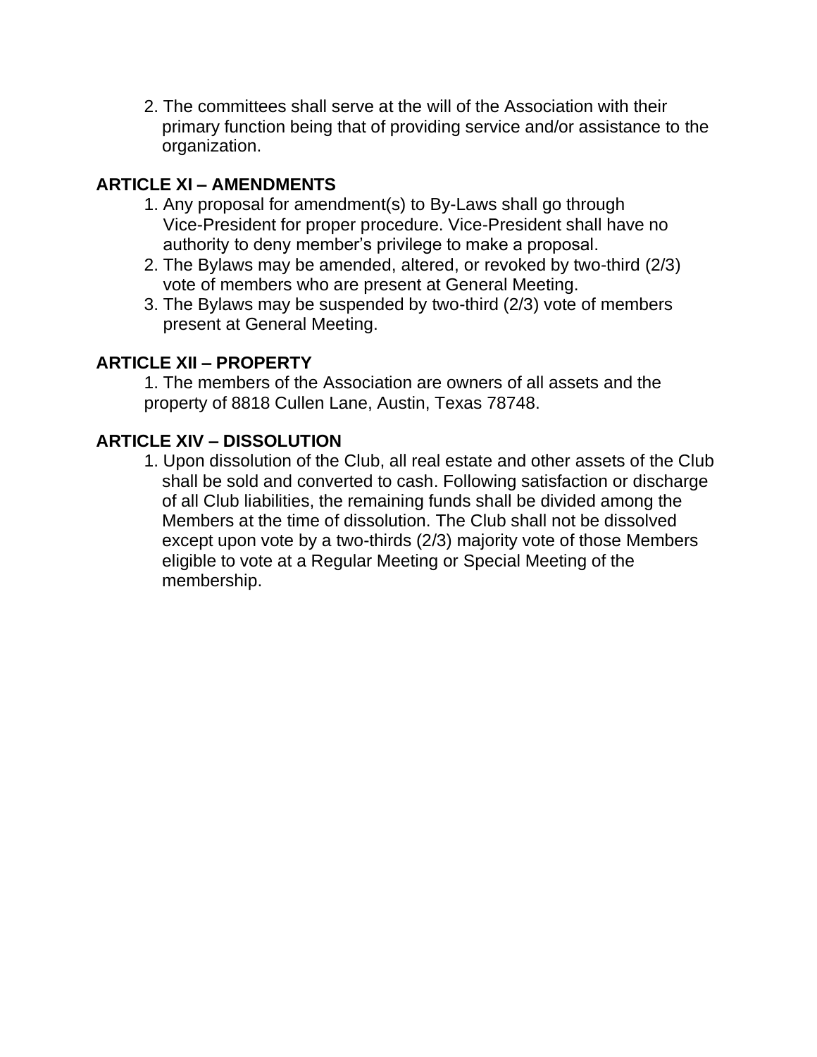2. The committees shall serve at the will of the Association with their primary function being that of providing service and/or assistance to the organization.

**ARTICLE XI – AMENDMENTS**

1. Any proposal for amendment(s) to By-Laws shall go through Vice-President for proper procedure. Vice-President shall have no authority to deny member's privilege to make a proposal.
2. The Bylaws may be amended, altered, or revoked by two-third (2/3) vote of members who are present at General Meeting.
3. The Bylaws may be suspended by two-third (2/3) vote of members present at General Meeting.

**ARTICLE XII – PROPERTY**

1. The members of the Association are owners of all assets and the property of 8818 Cullen Lane, Austin, Texas 78748.

**ARTICLE XIV – DISSOLUTION**

1. Upon dissolution of the Club, all real estate and other assets of the Club shall be sold and converted to cash. Following satisfaction or discharge of all Club liabilities, the remaining funds shall be divided among the Members at the time of dissolution. The Club shall not be dissolved except upon vote by a two-thirds (2/3) majority vote of those Members eligible to vote at a Regular Meeting or Special Meeting of the membership.